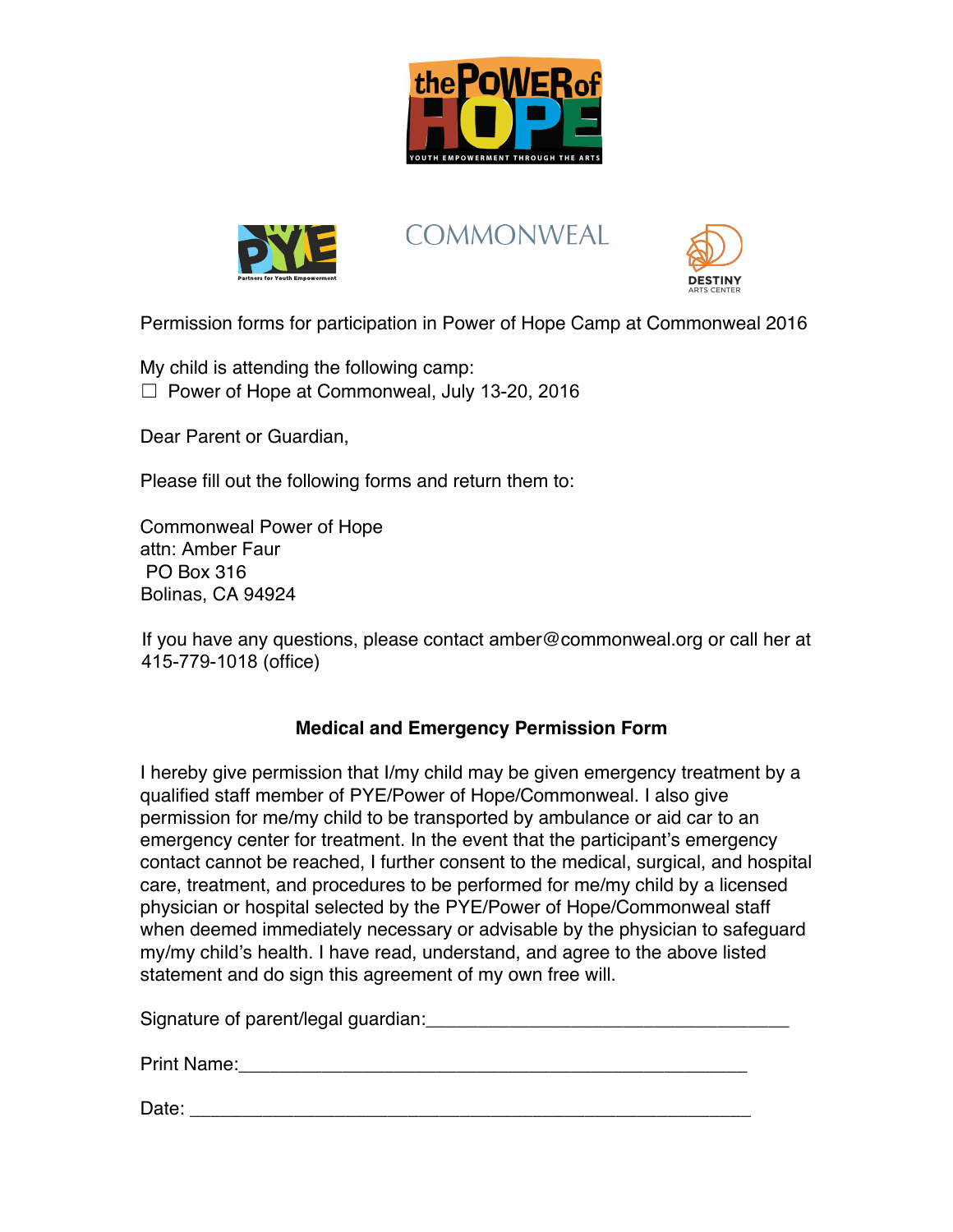Permission forms for participation in Power of Hope Camp at Commonweal 2016

My child is attending the following camp:
☐ Power of Hope at Commonweal, July 13-20, 2016

Dear Parent or Guardian,

Please fill out the following forms and return them to:

Commonweal Power of Hope
attn: Amber Faur
PO Box 316
Bolinas, CA 94924

If you have any questions, please contact amber@commonweal.org or call her at 415-779-1018 (office)

**Medical and Emergency Permission Form**

I hereby give permission that I/my child may be given emergency treatment by a qualified staff member of PYE/Power of Hope/Commonweal. I also give permission for me/my child to be transported by ambulance or aid car to an emergency center for treatment. In the event that the participant's emergency contact cannot be reached, I further consent to the medical, surgical, and hospital care, treatment, and procedures to be performed for me/my child by a licensed physician or hospital selected by the PYE/Power of Hope/Commonweal staff when deemed immediately necessary or advisable by the physician to safeguard my/my child's health. I have read, understand, and agree to the above listed statement and do sign this agreement of my own free will.

Signature of parent/legal guardian:___________________________________

Print Name:__________________________________________________

Date: _____________________________________________________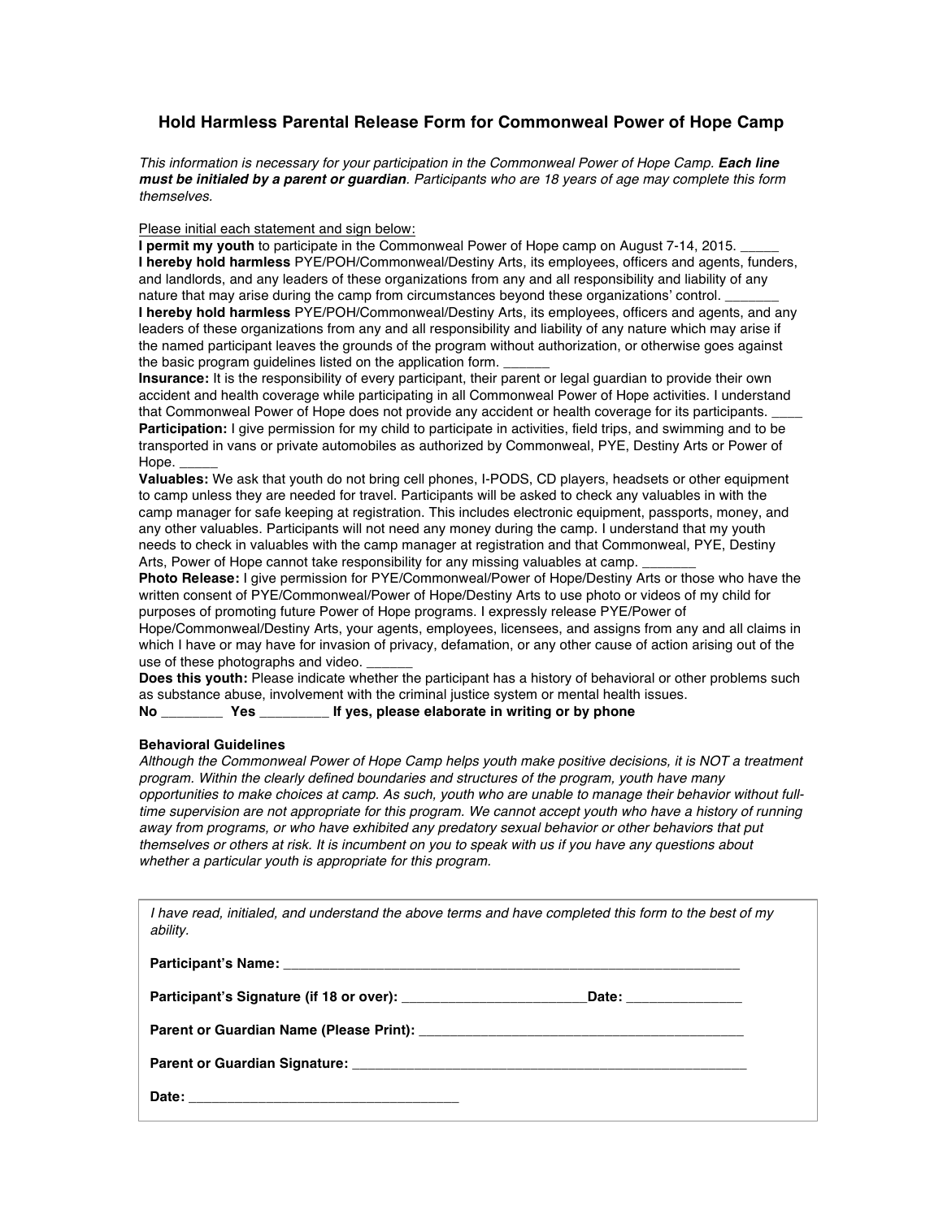## Hold Harmless Parental Release Form for Commonweal Power of Hope Camp

*This information is necessary for your participation in the Commonweal Power of Hope Camp.* ***Each line must be initialed by a parent or guardian****. Participants who are 18 years of age may complete this form themselves.*

Please initial each statement and sign below:

**I permit my youth** to participate in the Commonweal Power of Hope camp on August 7-14, 2015. _____

**I hereby hold harmless** PYE/POH/Commonweal/Destiny Arts, its employees, officers and agents, funders, and landlords, and any leaders of these organizations from any and all responsibility and liability of any nature that may arise during the camp from circumstances beyond these organizations' control. _______

**I hereby hold harmless** PYE/POH/Commonweal/Destiny Arts, its employees, officers and agents, and any leaders of these organizations from any and all responsibility and liability of any nature which may arise if the named participant leaves the grounds of the program without authorization, or otherwise goes against the basic program guidelines listed on the application form. ______

**Insurance:** It is the responsibility of every participant, their parent or legal guardian to provide their own accident and health coverage while participating in all Commonweal Power of Hope activities. I understand that Commonweal Power of Hope does not provide any accident or health coverage for its participants. ____

**Participation:** I give permission for my child to participate in activities, field trips, and swimming and to be transported in vans or private automobiles as authorized by Commonweal, PYE, Destiny Arts or Power of Hope. _____

**Valuables:** We ask that youth do not bring cell phones, I-PODS, CD players, headsets or other equipment to camp unless they are needed for travel. Participants will be asked to check any valuables in with the camp manager for safe keeping at registration. This includes electronic equipment, passports, money, and any other valuables. Participants will not need any money during the camp. I understand that my youth needs to check in valuables with the camp manager at registration and that Commonweal, PYE, Destiny Arts, Power of Hope cannot take responsibility for any missing valuables at camp. _______

**Photo Release:** I give permission for PYE/Commonweal/Power of Hope/Destiny Arts or those who have the written consent of PYE/Commonweal/Power of Hope/Destiny Arts to use photo or videos of my child for purposes of promoting future Power of Hope programs. I expressly release PYE/Power of Hope/Commonweal/Destiny Arts, your agents, employees, licensees, and assigns from any and all claims in which I have or may have for invasion of privacy, defamation, or any other cause of action arising out of the use of these photographs and video. ______

**Does this youth:** Please indicate whether the participant has a history of behavioral or other problems such as substance abuse, involvement with the criminal justice system or mental health issues.

**No ________ Yes _________ If yes, please elaborate in writing or by phone**

**Behavioral Guidelines**

*Although the Commonweal Power of Hope Camp helps youth make positive decisions, it is NOT a treatment program. Within the clearly defined boundaries and structures of the program, youth have many opportunities to make choices at camp. As such, youth who are unable to manage their behavior without full-time supervision are not appropriate for this program. We cannot accept youth who have a history of running away from programs, or who have exhibited any predatory sexual behavior or other behaviors that put themselves or others at risk. It is incumbent on you to speak with us if you have any questions about whether a particular youth is appropriate for this program.*

*I have read, initialed, and understand the above terms and have completed this form to the best of my ability.*

**Participant's Name:** _______________________________________________________________

**Participant's Signature (if 18 or over):** ________________________**Date:** _______________

**Parent or Guardian Name (Please Print):** ___________________________________________

**Parent or Guardian Signature:** _____________________________________________________

**Date:** ___________________________________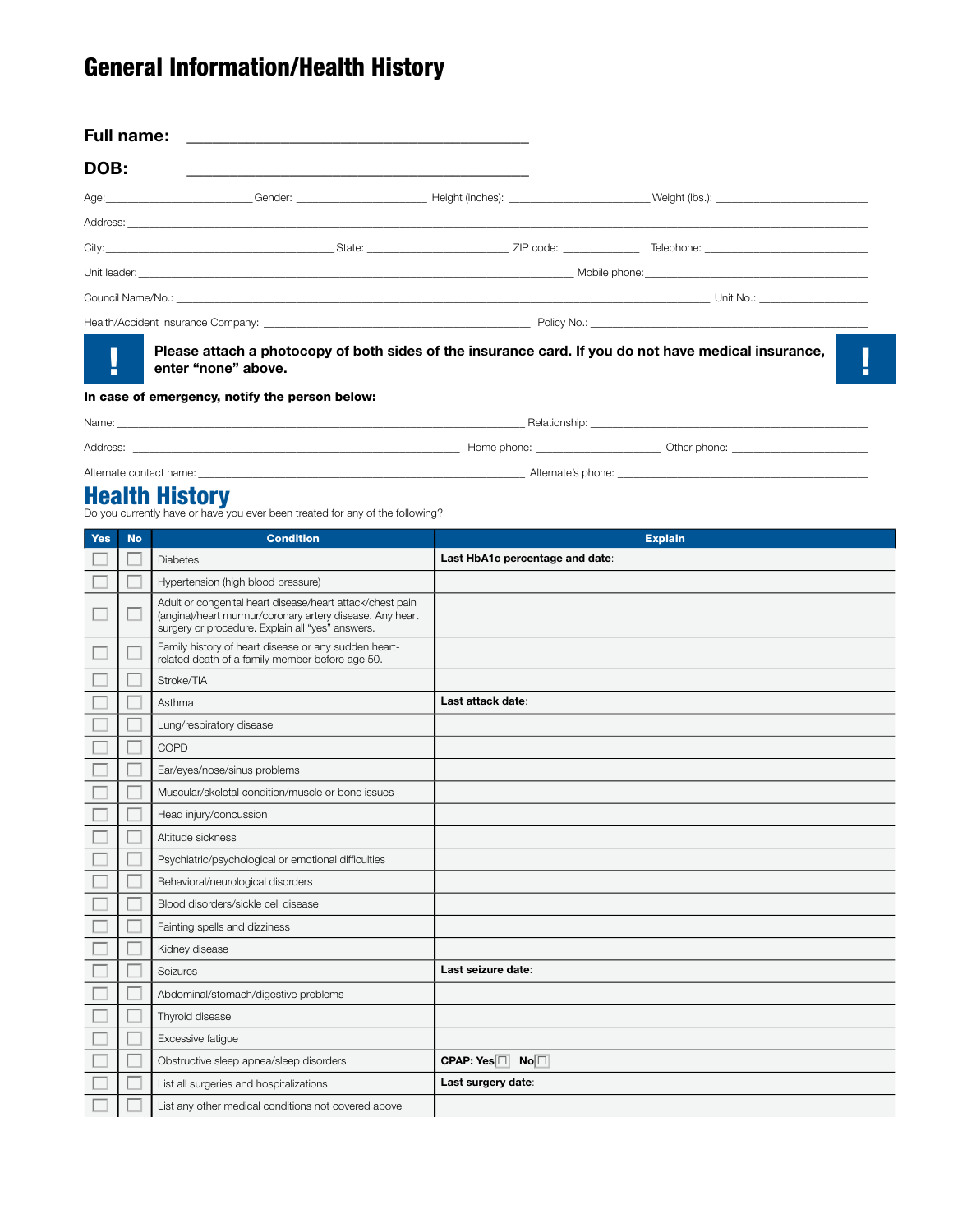# General Information/Health History

**Full name:** ___________________________________

**DOB:** ___________________________________

Age: ____________________ Gender: ____________________ Height (inches): ____________________ Weight (lbs.): ____________________

Address: ______________________________________________________________________________

City: ______________________________ State: ____________________ ZIP code: ____________ Telephone: ____________________

Unit leader: __________________________________________________ Mobile phone: ____________________

Council Name/No.: __________________________________________________ Unit No.: ____________________

Health/Accident Insurance Company: ________________________________________ Policy No.: ____________________

**Please attach a photocopy of both sides of the insurance card. If you do not have medical insurance, enter "none" above.**

**In case of emergency, notify the person below:**

Name: __________________________________________________ Relationship: ____________________

Address: ________________________________________ Home phone: ____________________ Other phone: ____________________

Alternate contact name: ________________________________________ Alternate's phone: ____________________

## Health History

Do you currently have or have you ever been treated for any of the following?

| Yes | No | Condition | Explain |
|---|---|---|---|
| ☐ | ☐ | Diabetes | **Last HbA1c percentage and date**: |
| ☐ | ☐ | Hypertension (high blood pressure) | |
| ☐ | ☐ | Adult or congenital heart disease/heart attack/chest pain (angina)/heart murmur/coronary artery disease. Any heart surgery or procedure. Explain all "yes" answers. | |
| ☐ | ☐ | Family history of heart disease or any sudden heart-related death of a family member before age 50. | |
| ☐ | ☐ | Stroke/TIA | |
| ☐ | ☐ | Asthma | **Last attack date**: |
| ☐ | ☐ | Lung/respiratory disease | |
| ☐ | ☐ | COPD | |
| ☐ | ☐ | Ear/eyes/nose/sinus problems | |
| ☐ | ☐ | Muscular/skeletal condition/muscle or bone issues | |
| ☐ | ☐ | Head injury/concussion | |
| ☐ | ☐ | Altitude sickness | |
| ☐ | ☐ | Psychiatric/psychological or emotional difficulties | |
| ☐ | ☐ | Behavioral/neurological disorders | |
| ☐ | ☐ | Blood disorders/sickle cell disease | |
| ☐ | ☐ | Fainting spells and dizziness | |
| ☐ | ☐ | Kidney disease | |
| ☐ | ☐ | Seizures | **Last seizure date**: |
| ☐ | ☐ | Abdominal/stomach/digestive problems | |
| ☐ | ☐ | Thyroid disease | |
| ☐ | ☐ | Excessive fatigue | |
| ☐ | ☐ | Obstructive sleep apnea/sleep disorders | **CPAP: Yes** ☐ **No** ☐ |
| ☐ | ☐ | List all surgeries and hospitalizations | **Last surgery date**: |
| ☐ | ☐ | List any other medical conditions not covered above | |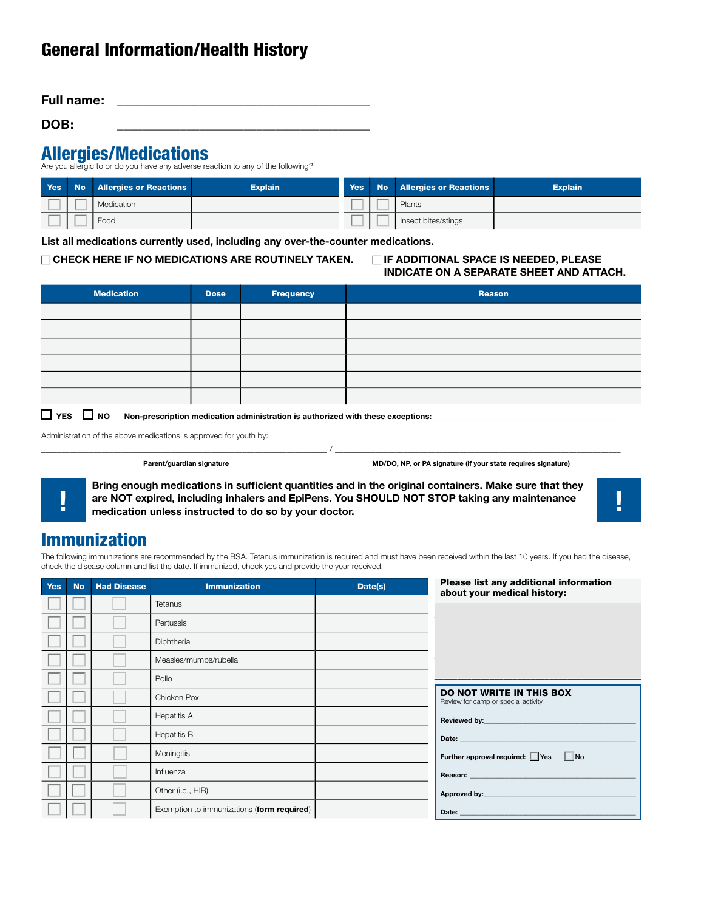# General Information/Health History

**Full name:** ___________________________________

**DOB:** ___________________________________

## Allergies/Medications

Are you allergic to or do you have any adverse reaction to any of the following?

| Yes | No | Allergies or Reactions | Explain | Yes | No | Allergies or Reactions | Explain |
|---|---|---|---|---|---|---|---|
| ☐ | ☐ | Medication | | ☐ | ☐ | Plants | |
| ☐ | ☐ | Food | | ☐ | ☐ | Insect bites/stings | |

**List all medications currently used, including any over-the-counter medications.**

☐ **CHECK HERE IF NO MEDICATIONS ARE ROUTINELY TAKEN.**

☐ **IF ADDITIONAL SPACE IS NEEDED, PLEASE INDICATE ON A SEPARATE SHEET AND ATTACH.**

| Medication | Dose | Frequency | Reason |
|---|---|---|---|
| | | | |
| | | | |
| | | | |
| | | | |
| | | | |
| | | | |

☐ **YES** ☐ **NO** **Non-prescription medication administration is authorized with these exceptions:**___________________________

Administration of the above medications is approved for youth by:

___________________________ / ___________________________

**Parent/guardian signature** **MD/DO, NP, or PA signature (if your state requires signature)**

**!** **Bring enough medications in sufficient quantities and in the original containers. Make sure that they are NOT expired, including inhalers and EpiPens. You SHOULD NOT STOP taking any maintenance medication unless instructed to do so by your doctor.** **!**

## Immunization

The following immunizations are recommended by the BSA. Tetanus immunization is required and must have been received within the last 10 years. If you had the disease, check the disease column and list the date. If immunized, check yes and provide the year received.

| Yes | No | Had Disease | Immunization | Date(s) |
|---|---|---|---|---|
| ☐ | ☐ | ☐ | Tetanus | |
| ☐ | ☐ | ☐ | Pertussis | |
| ☐ | ☐ | ☐ | Diphtheria | |
| ☐ | ☐ | ☐ | Measles/mumps/rubella | |
| ☐ | ☐ | ☐ | Polio | |
| ☐ | ☐ | ☐ | Chicken Pox | |
| ☐ | ☐ | ☐ | Hepatitis A | |
| ☐ | ☐ | ☐ | Hepatitis B | |
| ☐ | ☐ | ☐ | Meningitis | |
| ☐ | ☐ | ☐ | Influenza | |
| ☐ | ☐ | ☐ | Other (i.e., HIB) | |
| ☐ | ☐ | ☐ | Exemption to immunizations (**form required**) | |

**Please list any additional information about your medical history:**

**DO NOT WRITE IN THIS BOX**

Review for camp or special activity.

**Reviewed by:** ___________________________

**Date:** ___________________________

**Further approval required:** ☐ Yes ☐ No

**Reason:** ___________________________

**Approved by:** ___________________________

**Date:** ___________________________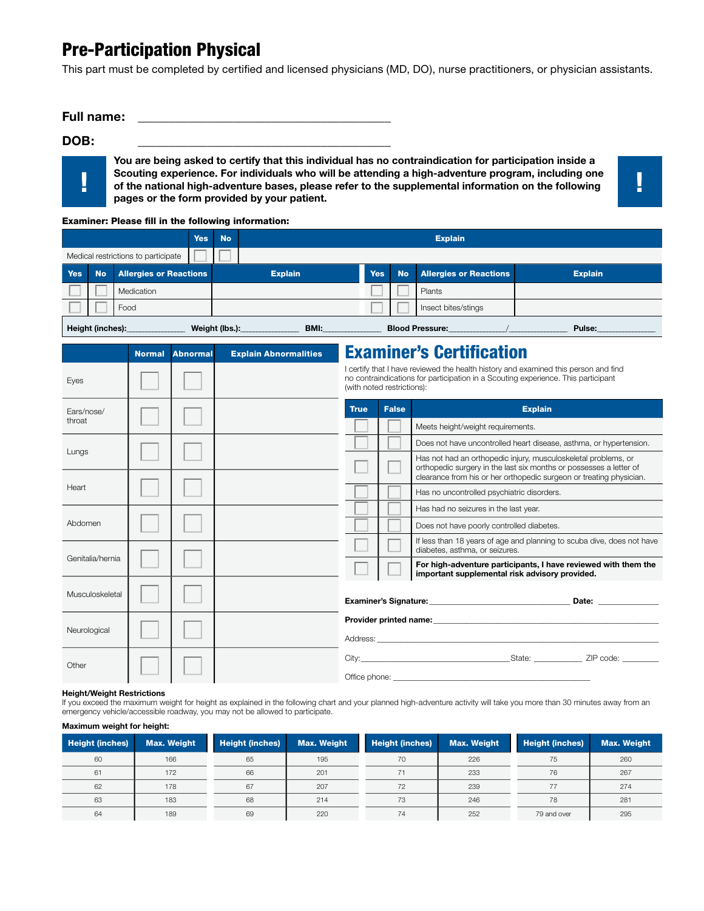# Pre-Participation Physical

This part must be completed by certified and licensed physicians (MD, DO), nurse practitioners, or physician assistants.

**Full name:** ________________________________________

**DOB:** ________________________________________

**!** **You are being asked to certify that this individual has no contraindication for participation inside a Scouting experience. For individuals who will be attending a high-adventure program, including one of the national high-adventure bases, please refer to the supplemental information on the following pages or the form provided by your patient.** **!**

**Examiner: Please fill in the following information:**

| | Yes | No | Explain |
|---|---|---|---|
| Medical restrictions to participate | ☐ | ☐ | |

| Yes | No | Allergies or Reactions | Explain | Yes | No | Allergies or Reactions | Explain |
|---|---|---|---|---|---|---|---|
| ☐ | ☐ | Medication | | ☐ | ☐ | Plants | |
| ☐ | ☐ | Food | | ☐ | ☐ | Insect bites/stings | |

**Height (inches):**______________ **Weight (lbs.):**______________ **BMI:**______________ **Blood Pressure:**______________/______________ **Pulse:**______________

| | Normal | Abnormal | Explain Abnormalities |
|---|---|---|---|
| Eyes | ☐ | ☐ | |
| Ears/nose/throat | ☐ | ☐ | |
| Lungs | ☐ | ☐ | |
| Heart | ☐ | ☐ | |
| Abdomen | ☐ | ☐ | |
| Genitalia/hernia | ☐ | ☐ | |
| Musculoskeletal | ☐ | ☐ | |
| Neurological | ☐ | ☐ | |
| Other | ☐ | ☐ | |

## Examiner's Certification

I certify that I have reviewed the health history and examined this person and find no contraindications for participation in a Scouting experience. This participant (with noted restrictions):

| True | False | Explain |
|---|---|---|
| ☐ | ☐ | Meets height/weight requirements. |
| ☐ | ☐ | Does not have uncontrolled heart disease, asthma, or hypertension. |
| ☐ | ☐ | Has not had an orthopedic injury, musculoskeletal problems, or orthopedic surgery in the last six months or possesses a letter of clearance from his or her orthopedic surgeon or treating physician. |
| ☐ | ☐ | Has no uncontrolled psychiatric disorders. |
| ☐ | ☐ | Has had no seizures in the last year. |
| ☐ | ☐ | Does not have poorly controlled diabetes. |
| ☐ | ☐ | If less than 18 years of age and planning to scuba dive, does not have diabetes, asthma, or seizures. |
| ☐ | ☐ | **For high-adventure participants, I have reviewed with them the important supplemental risk advisory provided.** |

**Examiner's Signature:** ______________________________ **Date:** ______________

**Provider printed name:** ________________________________________

Address: ________________________________________

City: ______________________ State: ___________ ZIP code: ________

Office phone: ________________________________________

**Height/Weight Restrictions**

If you exceed the maximum weight for height as explained in the following chart and your planned high-adventure activity will take you more than 30 minutes away from an emergency vehicle/accessible roadway, you may not be allowed to participate.

**Maximum weight for height:**

| Height (inches) | Max. Weight | Height (inches) | Max. Weight | Height (inches) | Max. Weight | Height (inches) | Max. Weight |
|---|---|---|---|---|---|---|---|
| 60 | 166 | 65 | 195 | 70 | 226 | 75 | 260 |
| 61 | 172 | 66 | 201 | 71 | 233 | 76 | 267 |
| 62 | 178 | 67 | 207 | 72 | 239 | 77 | 274 |
| 63 | 183 | 68 | 214 | 73 | 246 | 78 | 281 |
| 64 | 189 | 69 | 220 | 74 | 252 | 79 and over | 295 |